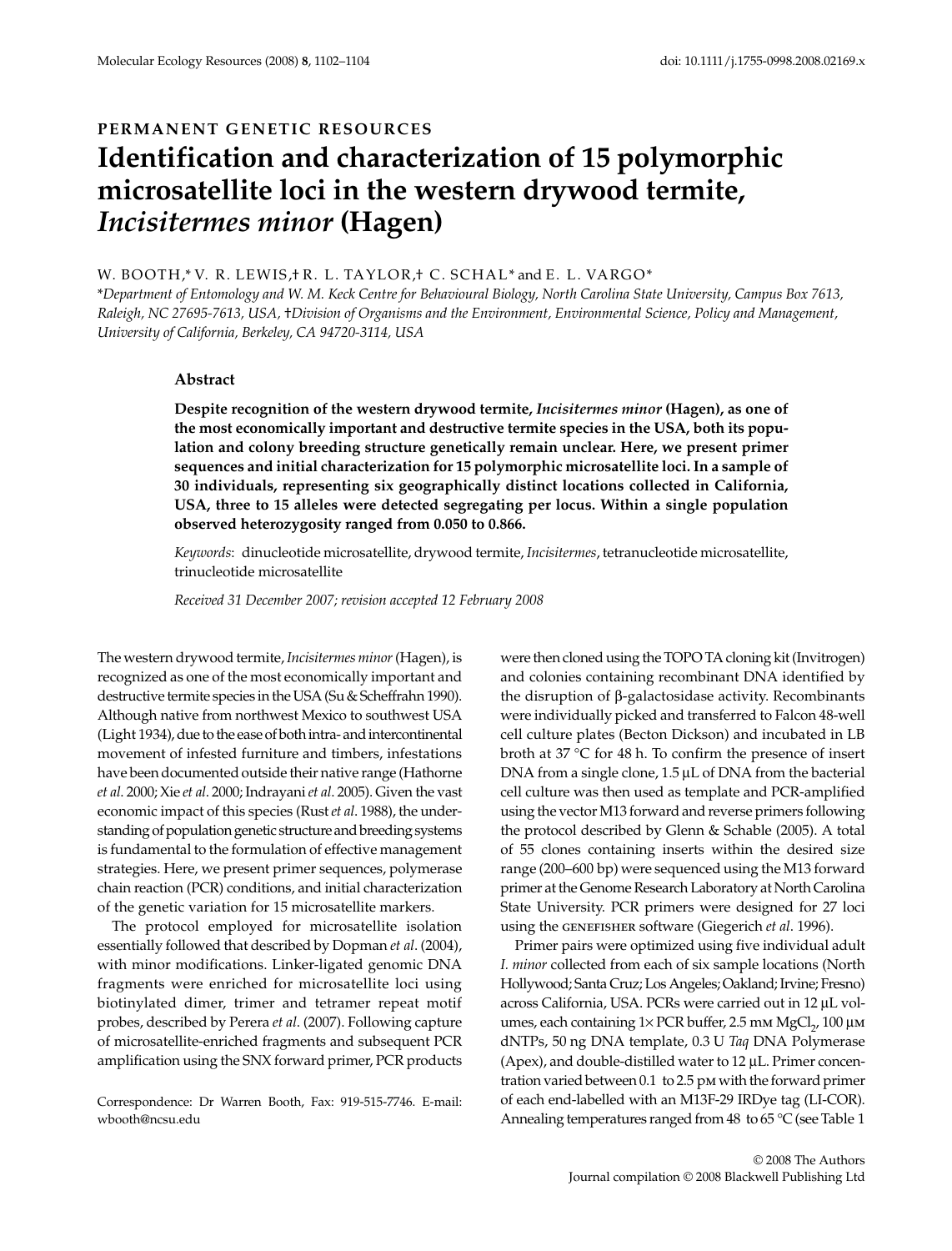PERMANENT GENETIC RESOURCES

# Identification and characterization of 15 polymorphic microsatellite loci in the western drywood termite, *Incisitermes minor* (Hagen)

W. BOOTH,* V. R. LEWIS,† R. L. TAYLOR,† C. SCHAL* and E. L. VARGO*

*Department of Entomology and W. M. Keck Centre for Behavioural Biology, North Carolina State University, Campus Box 7613, Raleigh, NC 27695-7613, USA, †Division of Organisms and the Environment, Environmental Science, Policy and Management, University of California, Berkeley, CA 94720-3114, USA*

## Abstract

**Despite recognition of the western drywood termite, *Incisitermes minor* (Hagen), as one of the most economically important and destructive termite species in the USA, both its population and colony breeding structure genetically remain unclear. Here, we present primer sequences and initial characterization for 15 polymorphic microsatellite loci. In a sample of 30 individuals, representing six geographically distinct locations collected in California, USA, three to 15 alleles were detected segregating per locus. Within a single population observed heterozygosity ranged from 0.050 to 0.866.**

*Keywords*: dinucleotide microsatellite, drywood termite, *Incisitermes*, tetranucleotide microsatellite, trinucleotide microsatellite

*Received 31 December 2007; revision accepted 12 February 2008*

The western drywood termite, *Incisitermes minor* (Hagen), is recognized as one of the most economically important and destructive termite species in the USA (Su & Scheffrahn 1990). Although native from northwest Mexico to southwest USA (Light 1934), due to the ease of both intra- and intercontinental movement of infested furniture and timbers, infestations have been documented outside their native range (Hathorne *et al*. 2000; Xie *et al*. 2000; Indrayani *et al*. 2005). Given the vast economic impact of this species (Rust *et al*. 1988), the understanding of population genetic structure and breeding systems is fundamental to the formulation of effective management strategies. Here, we present primer sequences, polymerase chain reaction (PCR) conditions, and initial characterization of the genetic variation for 15 microsatellite markers.

The protocol employed for microsatellite isolation essentially followed that described by Dopman *et al*. (2004), with minor modifications. Linker-ligated genomic DNA fragments were enriched for microsatellite loci using biotinylated dimer, trimer and tetramer repeat motif probes, described by Perera *et al*. (2007). Following capture of microsatellite-enriched fragments and subsequent PCR amplification using the SNX forward primer, PCR products were then cloned using the TOPO TA cloning kit (Invitrogen) and colonies containing recombinant DNA identified by the disruption of β-galactosidase activity. Recombinants were individually picked and transferred to Falcon 48-well cell culture plates (Becton Dickson) and incubated in LB broth at 37 °C for 48 h. To confirm the presence of insert DNA from a single clone, 1.5 μL of DNA from the bacterial cell culture was then used as template and PCR-amplified using the vector M13 forward and reverse primers following the protocol described by Glenn & Schable (2005). A total of 55 clones containing inserts within the desired size range (200–600 bp) were sequenced using the M13 forward primer at the Genome Research Laboratory at North Carolina State University. PCR primers were designed for 27 loci using the GENEFISHER software (Giegerich *et al*. 1996).

Primer pairs were optimized using five individual adult *I. minor* collected from each of six sample locations (North Hollywood; Santa Cruz; Los Angeles; Oakland; Irvine; Fresno) across California, USA. PCRs were carried out in 12 μL volumes, each containing 1× PCR buffer, 2.5 mM $MgCl_2$, 100 μM dNTPs, 50 ng DNA template, 0.3 U *Taq* DNA Polymerase (Apex), and double-distilled water to 12 μL. Primer concentration varied between 0.1 to 2.5 pM with the forward primer of each end-labelled with an M13F-29 IRDye tag (LI-COR). Annealing temperatures ranged from 48 to 65 °C (see Table 1

Correspondence: Dr Warren Booth, Fax: 919-515-7746. E-mail: wbooth@ncsu.edu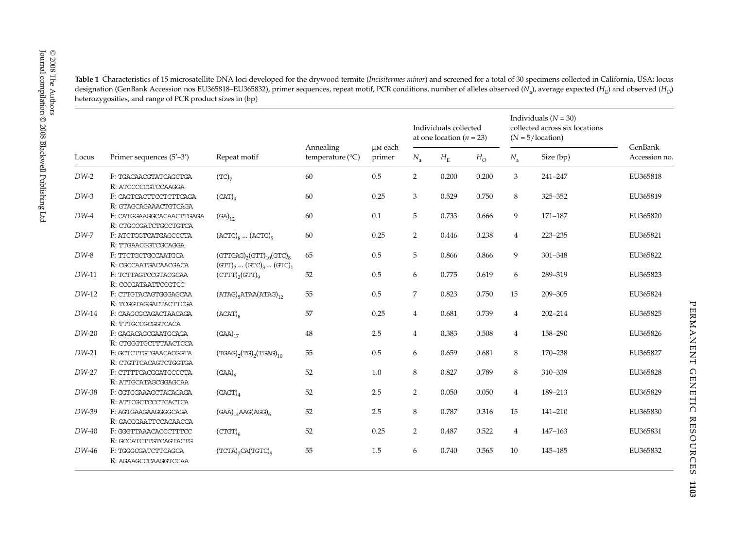**Table 1** Characteristics of 15 microsatellite DNA loci developed for the drywood termite (*Incisitermes minor*) and screened for a total of 30 specimens collected in California, USA: locus designation (GenBank Accession nos EU365818–EU365832), primer sequences, repeat motif, PCR conditions, number of alleles observed ($N_a$), average expected ($H_E$) and observed ($H_O$) heterozygosities, and range of PCR product sizes in (bp)

| Locus | Primer sequences (5′–3′) | Repeat motif | Annealing temperature (°C) | μM each primer | Individuals collected at one location ($n$ = 23) | | | Individuals ($N$ = 30) collected across six locations ($N$ = 5/location) | | GenBank Accession no. |
|---|---|---|---|---|---|---|---|---|---|---|
| | | | | | $N_a$ | $H_E$ | $H_O$ | $N_a$ | Size (bp) | |
| *DW*-2 | F: TGACAACGTATCAGCTGA<br>R: ATCCCCCGTCCAAGGA | $(TC)_7$ | 60 | 0.5 | 2 | 0.200 | 0.200 | 3 | 241–247 | EU365818 |
| *DW*-3 | F: CAGTCACTTCCTCTTCAGA<br>R: GTAGCAGAAACTGTCAGA | $(CAT)_9$ | 60 | 0.25 | 3 | 0.529 | 0.750 | 8 | 325–352 | EU365819 |
| *DW*-4 | F: CATGGAAGGCACAACTTGAGA<br>R: CTGCCGATCTGCCTGTCA | $(GA)_{12}$ | 60 | 0.1 | 5 | 0.733 | 0.666 | 9 | 171–187 | EU365820 |
| *DW*-7 | F: ATCTGGTCATGAGCCCTA<br>R: TTGAACGGTCGCAGGA | $(ACTG)_8$ ... $(ACTG)_5$ | 60 | 0.25 | 2 | 0.446 | 0.238 | 4 | 223–235 | EU365821 |
| *DW*-8 | F: TTCTGCTGCCAATGCA<br>R: CGCCAATGACAACGACA | $(GTTGAG)_2(GTT)_{10}(GTC)_8$ $(GTT)_2$ ... $(GTC)_3$ ... $(GTC)_1$ | 65 | 0.5 | 5 | 0.866 | 0.866 | 9 | 301–348 | EU365822 |
| *DW*-11 | F: TCTTAGTCCGTACGCAA<br>R: CCCGATAATTCCGTCC | $(CTTT)_2(GTT)_9$ | 52 | 0.5 | 6 | 0.775 | 0.619 | 6 | 289–319 | EU365823 |
| *DW*-12 | F: CTTGTACAGTGGGAGCAA<br>R: TCGGTAGGACTACTTCGA | $(ATAG)_5ATAA(ATAG)_{12}$ | 55 | 0.5 | 7 | 0.823 | 0.750 | 15 | 209–305 | EU365824 |
| *DW*-14 | F: CAAGCGCAGACTAACAGA<br>R: TTTGCCGCGGTCACA | $(ACAT)_8$ | 57 | 0.25 | 4 | 0.681 | 0.739 | 4 | 202–214 | EU365825 |
| *DW*-20 | F: GAGACAGCGAATGCAGA<br>R: CTGGGTGCTTTAACTCCA | $(GAA)_{17}$ | 48 | 2.5 | 4 | 0.383 | 0.508 | 4 | 158–290 | EU365826 |
| *DW*-21 | F: GCTCTTGTGAACACGGTA<br>R: CTGTTCACAGTCTGGTGA | $(TGAG)_2(TG)_2(TGAG)_{10}$ | 55 | 0.5 | 6 | 0.659 | 0.681 | 8 | 170–238 | EU365827 |
| *DW*-27 | F: CTTTTCACGGATGCCCTA<br>R: ATTGCATAGCGGAGCAA | $(GAA)_6$ | 52 | 1.0 | 8 | 0.827 | 0.789 | 8 | 310–339 | EU365828 |
| *DW*-38 | F: GGTGGAAAGCTACAGAGA<br>R: ATTCGCTCCCTCACTCA | $(GAGT)_4$ | 52 | 2.5 | 2 | 0.050 | 0.050 | 4 | 189–213 | EU365829 |
| *DW*-39 | F: AGTGAAGAAGGGGCAGA<br>R: GACGGAATTCCACAACCA | $(GAA)_{14}AAG(AGG)_6$ | 52 | 2.5 | 8 | 0.787 | 0.316 | 15 | 141–210 | EU365830 |
| *DW*-40 | F: GGGTTAAACACCCTTTCC<br>R: GCCATCTTGTCAGTACTG | $(CTGT)_6$ | 52 | 0.25 | 2 | 0.487 | 0.522 | 4 | 147–163 | EU365831 |
| *DW*-46 | F: TGGGCGATCTTCAGCA<br>R: AGAAGCCCAAGGTCCAA | $(TCTA)_7CA(TGTC)_5$ | 55 | 1.5 | 6 | 0.740 | 0.565 | 10 | 145–185 | EU365832 |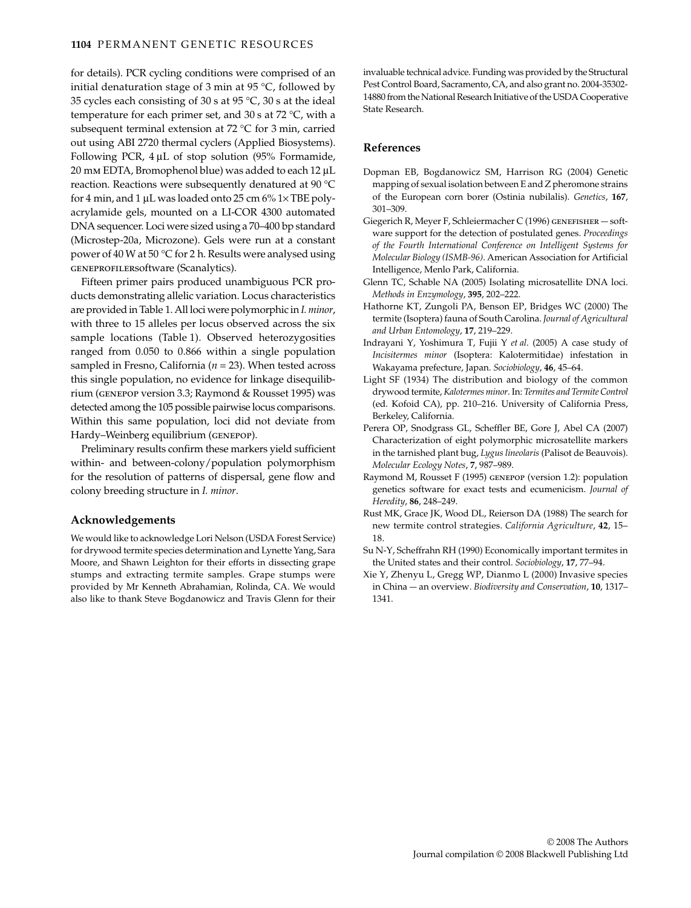for details). PCR cycling conditions were comprised of an initial denaturation stage of 3 min at 95 °C, followed by 35 cycles each consisting of 30 s at 95 °C, 30 s at the ideal temperature for each primer set, and 30 s at 72 °C, with a subsequent terminal extension at 72 °C for 3 min, carried out using ABI 2720 thermal cyclers (Applied Biosystems). Following PCR, 4 µL of stop solution (95% Formamide, 20 mM EDTA, Bromophenol blue) was added to each 12 µL reaction. Reactions were subsequently denatured at 90 °C for 4 min, and 1 µL was loaded onto 25 cm 6% 1× TBE polyacrylamide gels, mounted on a LI-COR 4300 automated DNA sequencer. Loci were sized using a 70–400 bp standard (Microstep-20a, Microzone). Gels were run at a constant power of 40 W at 50 °C for 2 h. Results were analysed using GENEPROFILER software (Scanalytics).

Fifteen primer pairs produced unambiguous PCR products demonstrating allelic variation. Locus characteristics are provided in Table 1. All loci were polymorphic in *I. minor*, with three to 15 alleles per locus observed across the six sample locations (Table 1). Observed heterozygosities ranged from 0.050 to 0.866 within a single population sampled in Fresno, California ($n = 23$). When tested across this single population, no evidence for linkage disequilibrium (GENEPOP version 3.3; Raymond & Rousset 1995) was detected among the 105 possible pairwise locus comparisons. Within this same population, loci did not deviate from Hardy–Weinberg equilibrium (GENEPOP).

Preliminary results confirm these markers yield sufficient within- and between-colony/population polymorphism for the resolution of patterns of dispersal, gene flow and colony breeding structure in *I. minor*.

## Acknowledgements

We would like to acknowledge Lori Nelson (USDA Forest Service) for drywood termite species determination and Lynette Yang, Sara Moore, and Shawn Leighton for their efforts in dissecting grape stumps and extracting termite samples. Grape stumps were provided by Mr Kenneth Abrahamian, Rolinda, CA. We would also like to thank Steve Bogdanowicz and Travis Glenn for their invaluable technical advice. Funding was provided by the Structural Pest Control Board, Sacramento, CA, and also grant no. 2004-35302-14880 from the National Research Initiative of the USDA Cooperative State Research.

## References

Dopman EB, Bogdanowicz SM, Harrison RG (2004) Genetic mapping of sexual isolation between E and Z pheromone strains of the European corn borer (Ostinia nubilalis). *Genetics*, **167**, 301–309.

Giegerich R, Meyer F, Schleiermacher C (1996) GENEFISHER — software support for the detection of postulated genes. *Proceedings of the Fourth International Conference on Intelligent Systems for Molecular Biology (ISMB-96)*. American Association for Artificial Intelligence, Menlo Park, California.

Glenn TC, Schable NA (2005) Isolating microsatellite DNA loci. *Methods in Enzymology*, **395**, 202–222.

Hathorne KT, Zungoli PA, Benson EP, Bridges WC (2000) The termite (Isoptera) fauna of South Carolina. *Journal of Agricultural and Urban Entomology*, **17**, 219–229.

Indrayani Y, Yoshimura T, Fujii Y *et al*. (2005) A case study of *Incisitermes minor* (Isoptera: Kalotermitidae) infestation in Wakayama prefecture, Japan. *Sociobiology*, **46**, 45–64.

Light SF (1934) The distribution and biology of the common drywood termite, *Kalotermes minor*. In: *Termites and Termite Control* (ed. Kofoid CA), pp. 210–216. University of California Press, Berkeley, California.

Perera OP, Snodgrass GL, Scheffler BE, Gore J, Abel CA (2007) Characterization of eight polymorphic microsatellite markers in the tarnished plant bug, *Lygus lineolaris* (Palisot de Beauvois). *Molecular Ecology Notes*, **7**, 987–989.

Raymond M, Rousset F (1995) GENEPOP (version 1.2): population genetics software for exact tests and ecumenicism. *Journal of Heredity*, **86**, 248–249.

Rust MK, Grace JK, Wood DL, Reierson DA (1988) The search for new termite control strategies. *California Agriculture*, **42**, 15–18.

Su N-Y, Scheffrahn RH (1990) Economically important termites in the United states and their control. *Sociobiology*, **17**, 77–94.

Xie Y, Zhenyu L, Gregg WP, Dianmo L (2000) Invasive species in China — an overview. *Biodiversity and Conservation*, **10**, 1317–1341.